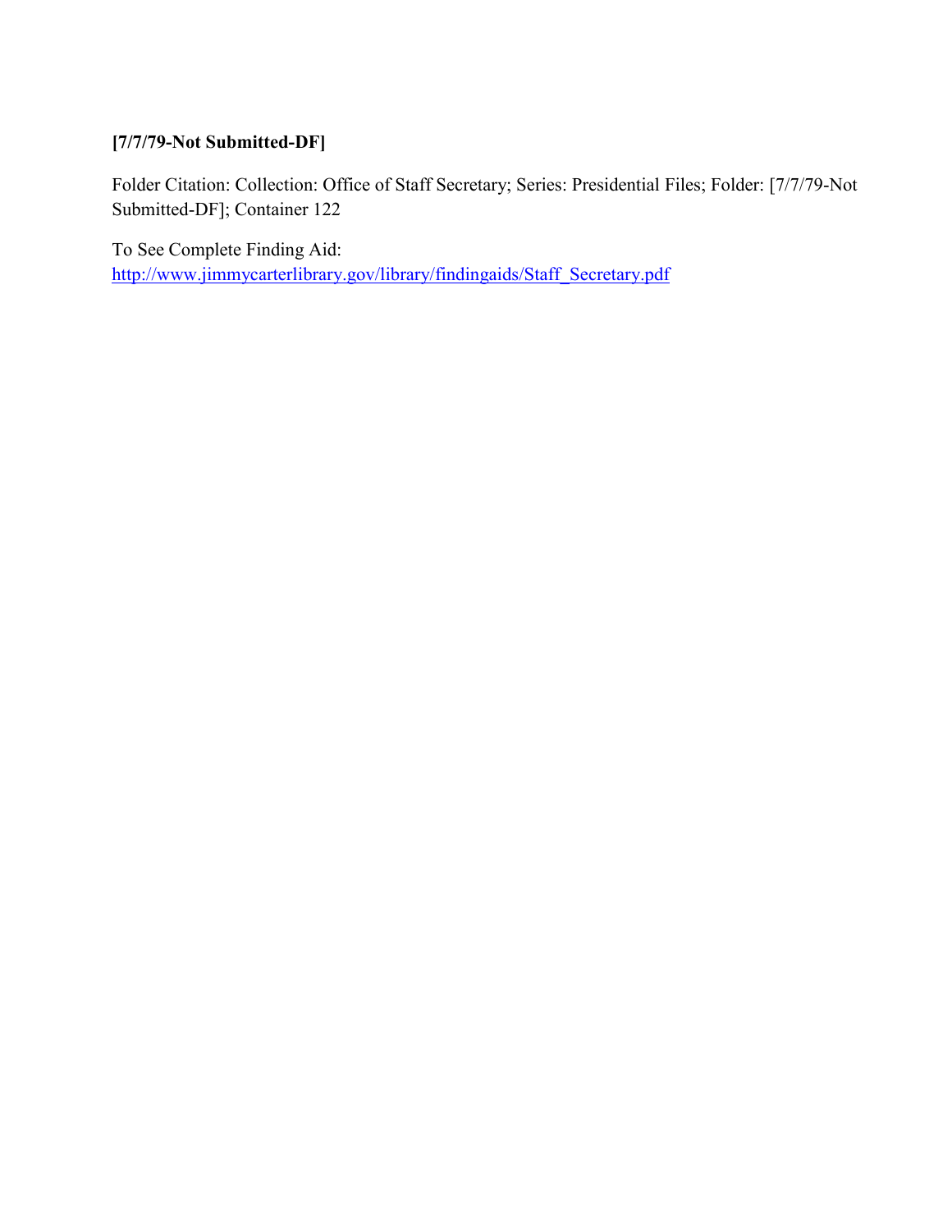**[7/7/79-Not Submitted-DF]**

Folder Citation: Collection: Office of Staff Secretary; Series: Presidential Files; Folder: [7/7/79-Not Submitted-DF]; Container 122

To See Complete Finding Aid:
http://www.jimmycarterlibrary.gov/library/findingaids/Staff_Secretary.pdf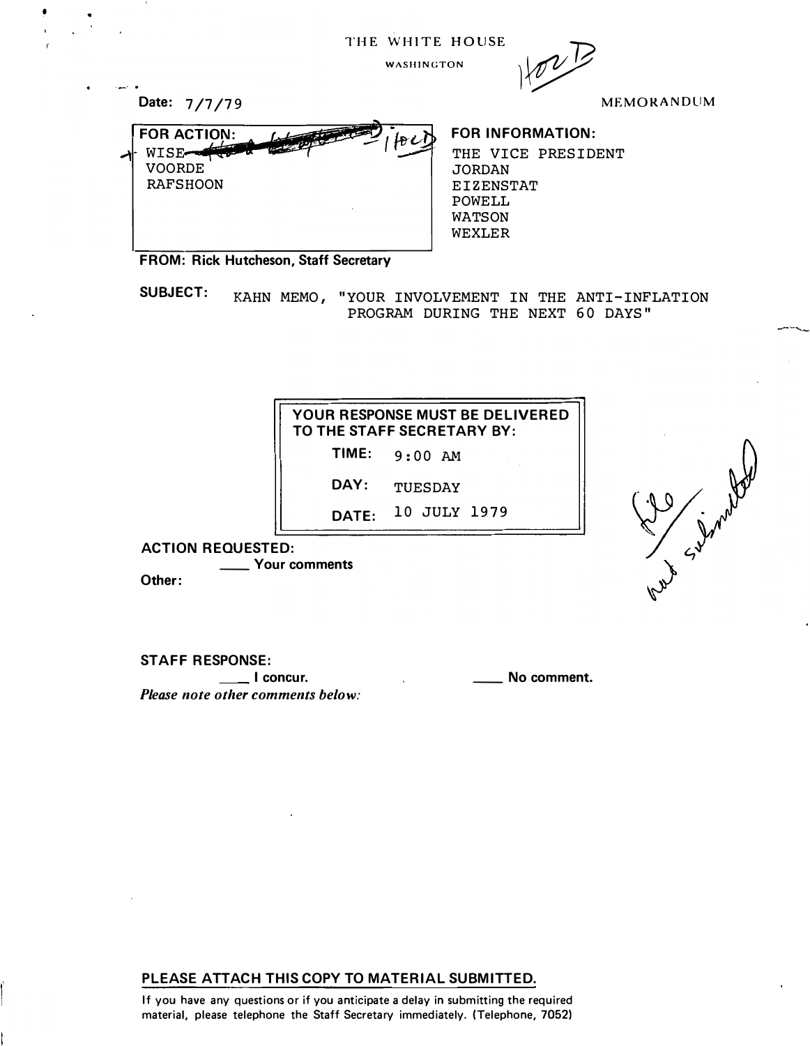THE WHITE HOUSE

WASHINGTON

1402D

Date: 7/7/79

MEMORANDUM

**FOR ACTION:**
WISE — 1402D
VOORDE
RAFSHOON

**FOR INFORMATION:**
THE VICE PRESIDENT
JORDAN
EIZENSTAT
POWELL
WATSON
WEXLER

**FROM: Rick Hutcheson, Staff Secretary**

**SUBJECT:** KAHN MEMO, "YOUR INVOLVEMENT IN THE ANTI-INFLATION PROGRAM DURING THE NEXT 60 DAYS"

**YOUR RESPONSE MUST BE DELIVERED TO THE STAFF SECRETARY BY:**

**TIME:** 9:00 AM

**DAY:** TUESDAY

**DATE:** 10 JULY 1979

File / not submitted

**ACTION REQUESTED:**

____ Your comments

**Other:**

**STAFF RESPONSE:**

____ I concur. ____ No comment.

*Please note other comments below:*

**PLEASE ATTACH THIS COPY TO MATERIAL SUBMITTED.**

If you have any questions or if you anticipate a delay in submitting the required material, please telephone the Staff Secretary immediately. (Telephone, 7052)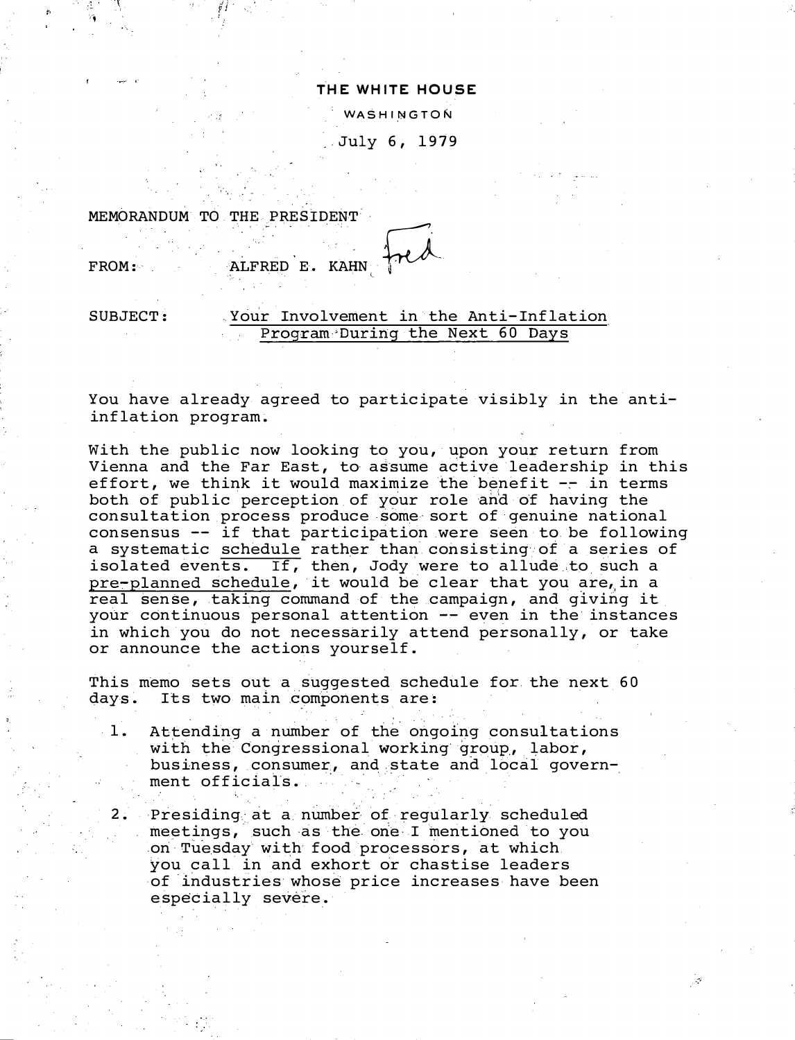**THE WHITE HOUSE**

WASHINGTON

July 6, 1979

MEMORANDUM TO THE PRESIDENT

FROM: ALFRED E. KAHN *Fred*

SUBJECT: Your Involvement in the Anti-Inflation Program During the Next 60 Days

You have already agreed to participate visibly in the anti-inflation program.

With the public now looking to you, upon your return from Vienna and the Far East, to assume active leadership in this effort, we think it would maximize the benefit -- in terms both of public perception of your role and of having the consultation process produce some sort of genuine national consensus -- if that participation were seen to be following a systematic schedule rather than consisting of a series of isolated events. If, then, Jody were to allude to such a pre-planned schedule, it would be clear that you are, in a real sense, taking command of the campaign, and giving it your continuous personal attention -- even in the instances in which you do not necessarily attend personally, or take or announce the actions yourself.

This memo sets out a suggested schedule for the next 60 days. Its two main components are:

1. Attending a number of the ongoing consultations with the Congressional working group, labor, business, consumer, and state and local government officials.

2. Presiding at a number of regularly scheduled meetings, such as the one I mentioned to you on Tuesday with food processors, at which you call in and exhort or chastise leaders of industries whose price increases have been especially severe.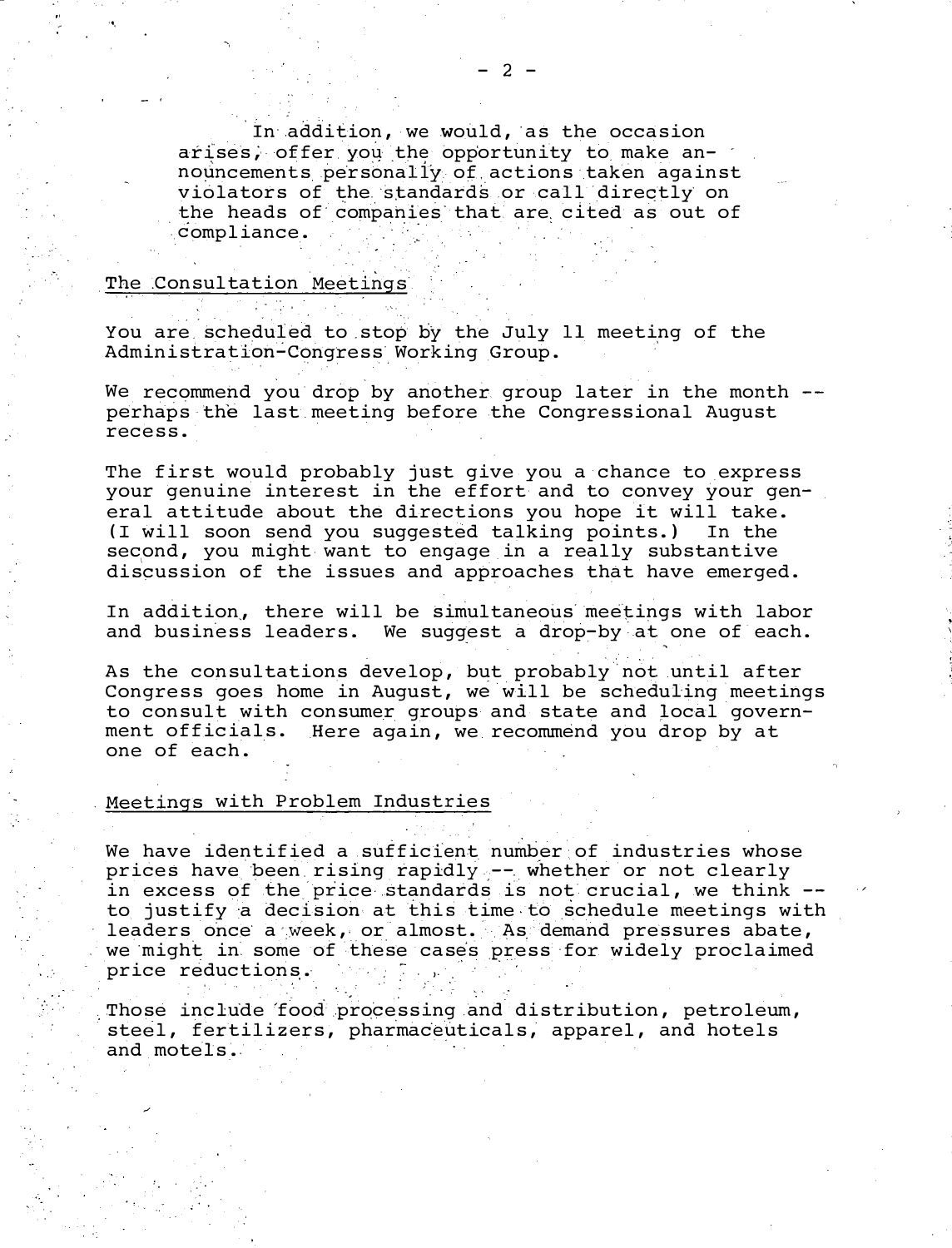In addition, we would, as the occasion arises, offer you the opportunity to make announcements personally of actions taken against violators of the standards or call directly on the heads of companies that are cited as out of compliance.

## The Consultation Meetings

You are scheduled to stop by the July 11 meeting of the Administration-Congress Working Group.

We recommend you drop by another group later in the month -- perhaps the last meeting before the Congressional August recess.

The first would probably just give you a chance to express your genuine interest in the effort and to convey your general attitude about the directions you hope it will take. (I will soon send you suggested talking points.) In the second, you might want to engage in a really substantive discussion of the issues and approaches that have emerged.

In addition, there will be simultaneous meetings with labor and business leaders. We suggest a drop-by at one of each.

As the consultations develop, but probably not until after Congress goes home in August, we will be scheduling meetings to consult with consumer groups and state and local government officials. Here again, we recommend you drop by at one of each.

## Meetings with Problem Industries

We have identified a sufficient number of industries whose prices have been rising rapidly -- whether or not clearly in excess of the price standards is not crucial, we think -- to justify a decision at this time to schedule meetings with leaders once a week, or almost. As demand pressures abate, we might in some of these cases press for widely proclaimed price reductions.

Those include food processing and distribution, petroleum, steel, fertilizers, pharmaceuticals, apparel, and hotels and motels.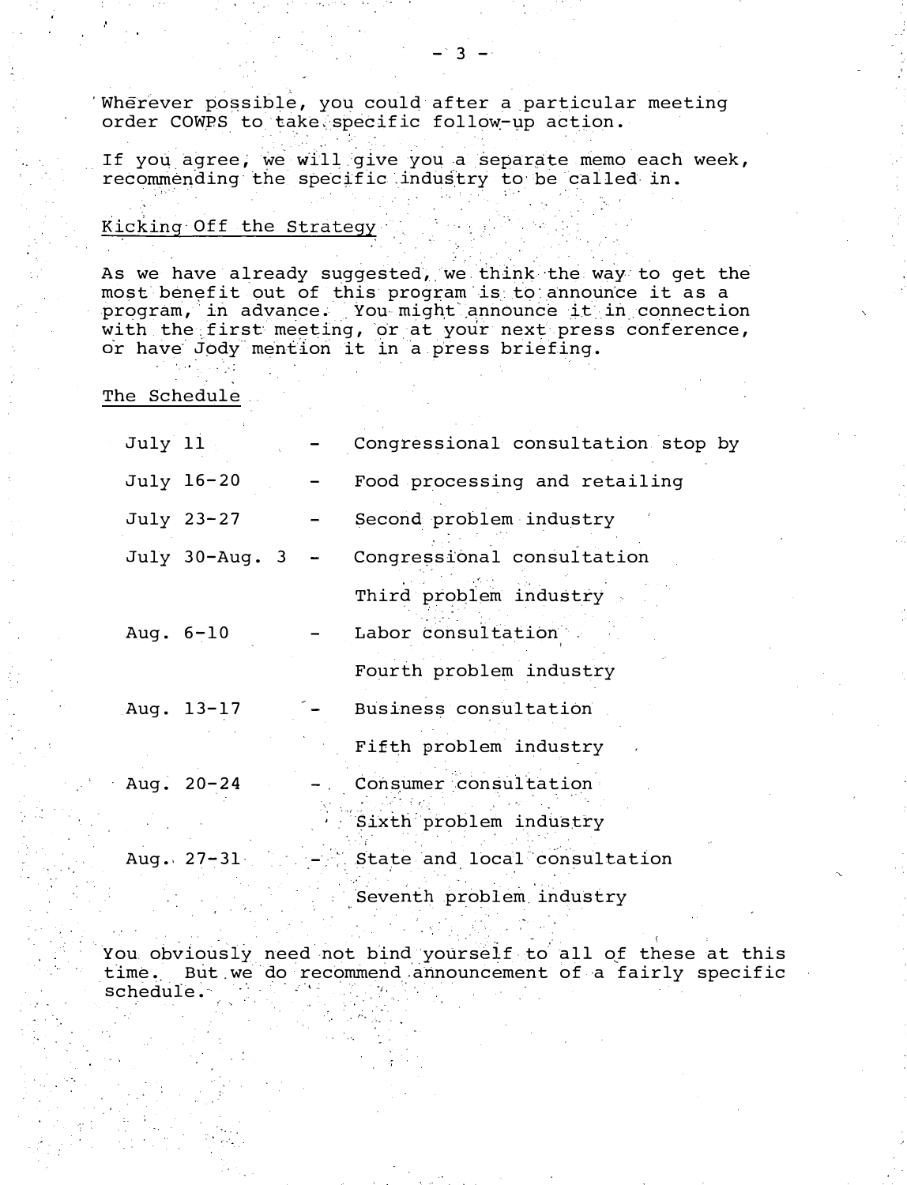Wherever possible, you could after a particular meeting order COWPS to take specific follow-up action.

If you agree, we will give you a separate memo each week, recommending the specific industry to be called in.

Kicking Off the Strategy

As we have already suggested, we think the way to get the most benefit out of this program is to announce it as a program, in advance. You might announce it in connection with the first meeting, or at your next press conference, or have Jody mention it in a press briefing.

The Schedule

| | | |
|---|---|---|
| July 11 | - | Congressional consultation stop by |
| July 16-20 | - | Food processing and retailing |
| July 23-27 | - | Second problem industry |
| July 30-Aug. 3 | - | Congressional consultation |
| | | Third problem industry |
| Aug. 6-10 | - | Labor consultation |
| | | Fourth problem industry |
| Aug. 13-17 | - | Business consultation |
| | | Fifth problem industry |
| Aug. 20-24 | - | Consumer consultation |
| | | Sixth problem industry |
| Aug. 27-31 | - | State and local consultation |
| | | Seventh problem industry |

You obviously need not bind yourself to all of these at this time. But we do recommend announcement of a fairly specific schedule.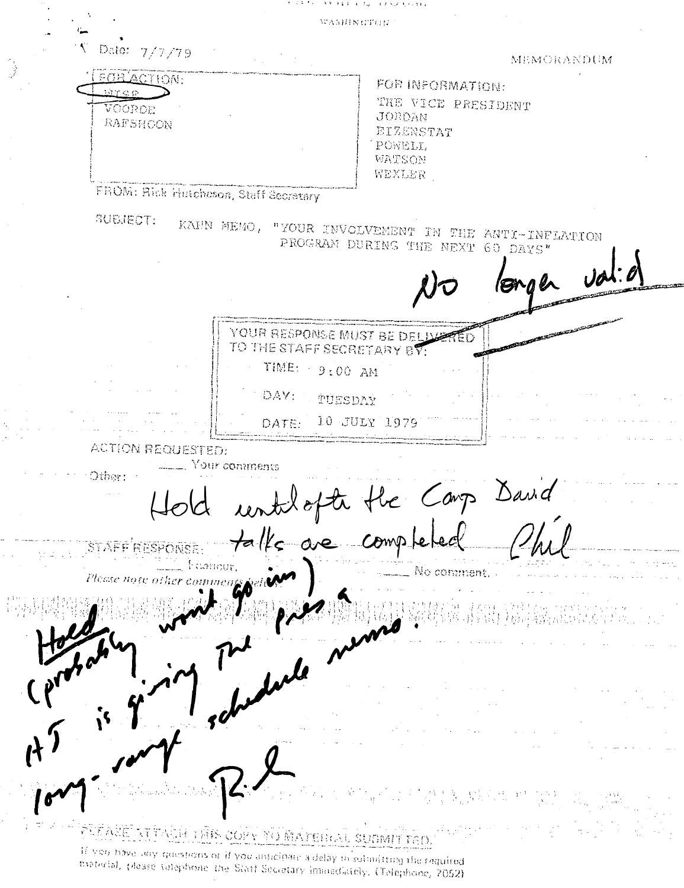THE WHITE HOUSE

WASHINGTON

Date: 7/7/79

MEMORANDUM

| FOR ACTION: | FOR INFORMATION: |
| --- | --- |
| WISE | THE VICE PRESIDENT |
| VOORDE | JORDAN |
| RAFSHOON | EIZENSTAT |
| | POWELL |
| | WATSON |
| | WEXLER |

FROM: Rick Hutcheson, Staff Secretary

SUBJECT: KAHN MEMO, "YOUR INVOLVEMENT IN THE ANTI-INFLATION PROGRAM DURING THE NEXT 60 DAYS"

*No longer valid*

YOUR RESPONSE MUST BE DELIVERED TO THE STAFF SECRETARY BY:

TIME: 9:00 AM

DAY: TUESDAY

DATE: 10 JULY 1979

ACTION REQUESTED:

\_\_\_\_ Your comments

Other:

*Hold until after the Camp David talks are completed Phil*

STAFF RESPONSE:

\_\_\_\_ I concur. \_\_\_\_ No comment.

*Please note other comments below:*

*Hold (probably won't go in) HJ is giving the pres a long-range schedule memo. R.*

PLEASE ATTACH THIS COPY TO MATERIAL SUBMITTED.

If you have any questions or if you anticipate a delay in submitting the required material, please telephone the Staff Secretary immediately. (Telephone, 7052)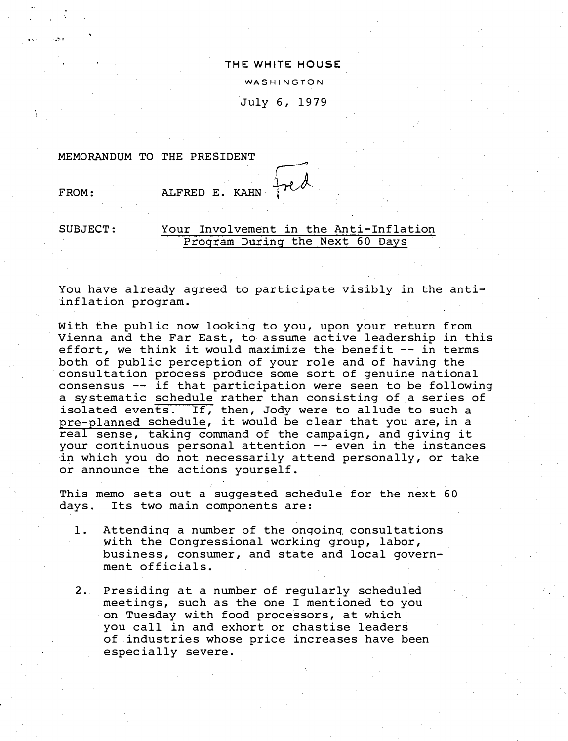THE WHITE HOUSE

WASHINGTON

July 6, 1979

MEMORANDUM TO THE PRESIDENT

FROM: ALFRED E. KAHN *Fred*

SUBJECT: Your Involvement in the Anti-Inflation Program During the Next 60 Days

You have already agreed to participate visibly in the anti-inflation program.

With the public now looking to you, upon your return from Vienna and the Far East, to assume active leadership in this effort, we think it would maximize the benefit -- in terms both of public perception of your role and of having the consultation process produce some sort of genuine national consensus -- if that participation were seen to be following a systematic schedule rather than consisting of a series of isolated events. If, then, Jody were to allude to such a pre-planned schedule, it would be clear that you are, in a real sense, taking command of the campaign, and giving it your continuous personal attention -- even in the instances in which you do not necessarily attend personally, or take or announce the actions yourself.

This memo sets out a suggested schedule for the next 60 days. Its two main components are:

1. Attending a number of the ongoing consultations with the Congressional working group, labor, business, consumer, and state and local government officials.

2. Presiding at a number of regularly scheduled meetings, such as the one I mentioned to you on Tuesday with food processors, at which you call in and exhort or chastise leaders of industries whose price increases have been especially severe.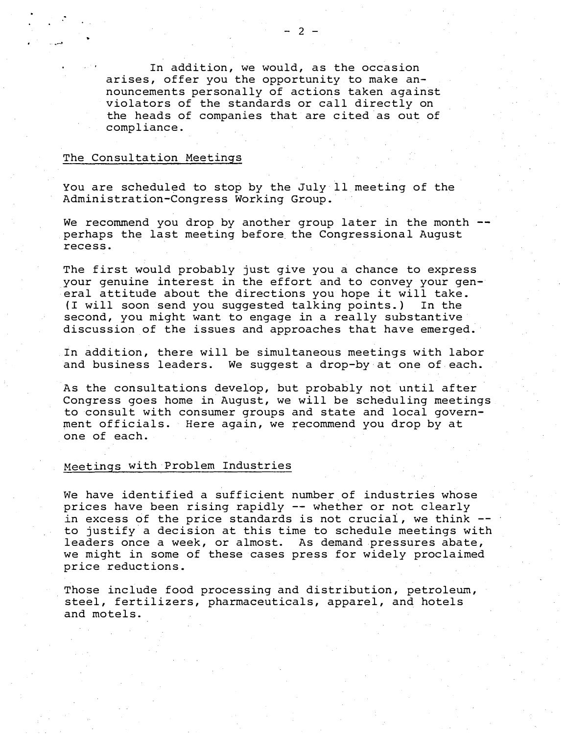In addition, we would, as the occasion arises, offer you the opportunity to make announcements personally of actions taken against violators of the standards or call directly on the heads of companies that are cited as out of compliance.

## The Consultation Meetings

You are scheduled to stop by the July 11 meeting of the Administration-Congress Working Group.

We recommend you drop by another group later in the month -- perhaps the last meeting before the Congressional August recess.

The first would probably just give you a chance to express your genuine interest in the effort and to convey your general attitude about the directions you hope it will take. (I will soon send you suggested talking points.) In the second, you might want to engage in a really substantive discussion of the issues and approaches that have emerged.

In addition, there will be simultaneous meetings with labor and business leaders. We suggest a drop-by at one of each.

As the consultations develop, but probably not until after Congress goes home in August, we will be scheduling meetings to consult with consumer groups and state and local government officials. Here again, we recommend you drop by at one of each.

## Meetings with Problem Industries

We have identified a sufficient number of industries whose prices have been rising rapidly -- whether or not clearly in excess of the price standards is not crucial, we think -- to justify a decision at this time to schedule meetings with leaders once a week, or almost. As demand pressures abate, we might in some of these cases press for widely proclaimed price reductions.

Those include food processing and distribution, petroleum, steel, fertilizers, pharmaceuticals, apparel, and hotels and motels.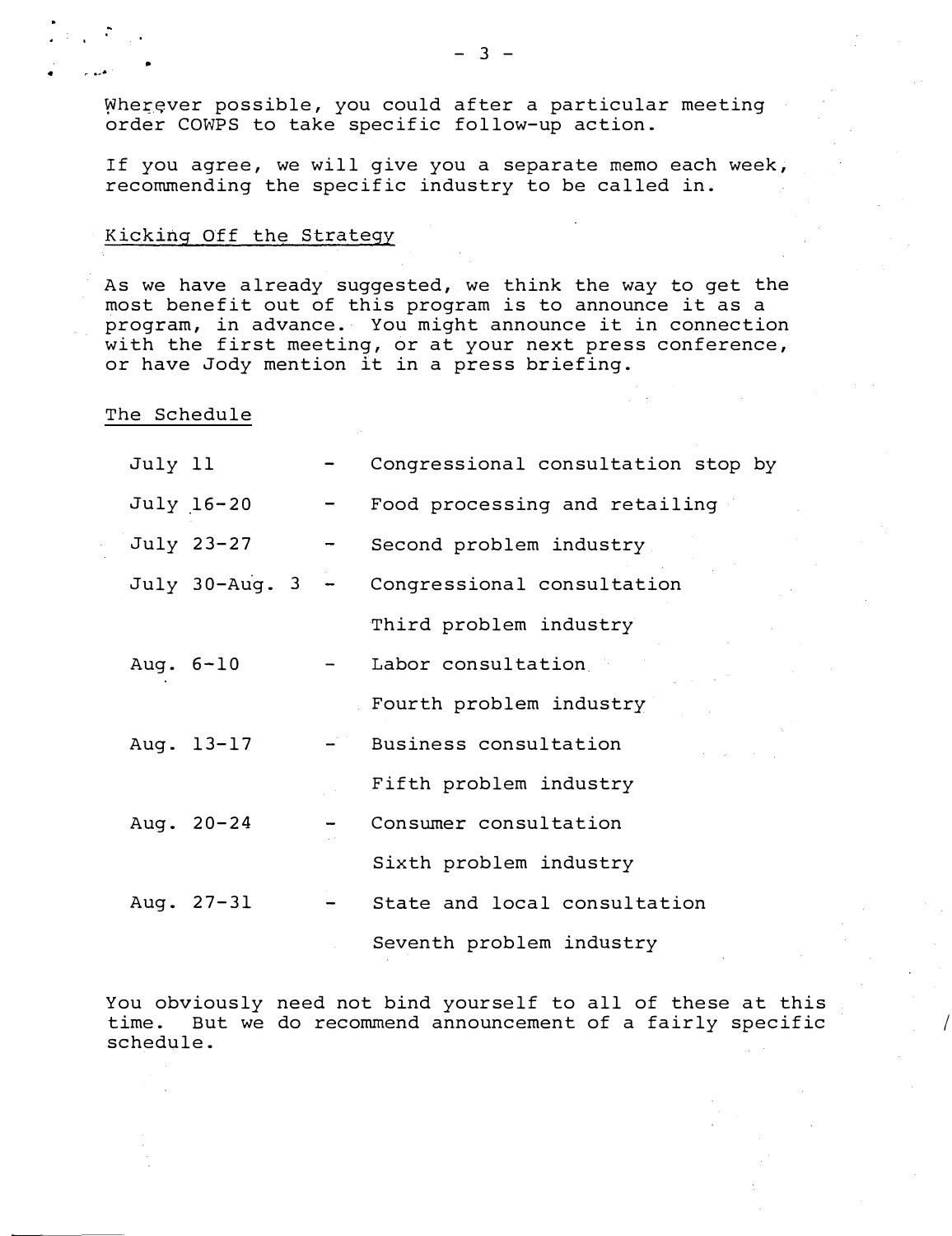Wherever possible, you could after a particular meeting order COWPS to take specific follow-up action.

If you agree, we will give you a separate memo each week, recommending the specific industry to be called in.

## Kicking Off the Strategy

As we have already suggested, we think the way to get the most benefit out of this program is to announce it as a program, in advance. You might announce it in connection with the first meeting, or at your next press conference, or have Jody mention it in a press briefing.

## The Schedule

| | | |
|---|---|---|
| July 11 | - | Congressional consultation stop by |
| July 16-20 | - | Food processing and retailing |
| July 23-27 | - | Second problem industry |
| July 30-Aug. 3 | - | Congressional consultation |
| | | Third problem industry |
| Aug. 6-10 | - | Labor consultation |
| | | Fourth problem industry |
| Aug. 13-17 | - | Business consultation |
| | | Fifth problem industry |
| Aug. 20-24 | - | Consumer consultation |
| | | Sixth problem industry |
| Aug. 27-31 | - | State and local consultation |
| | | Seventh problem industry |

You obviously need not bind yourself to all of these at this time. But we do recommend announcement of a fairly specific schedule.